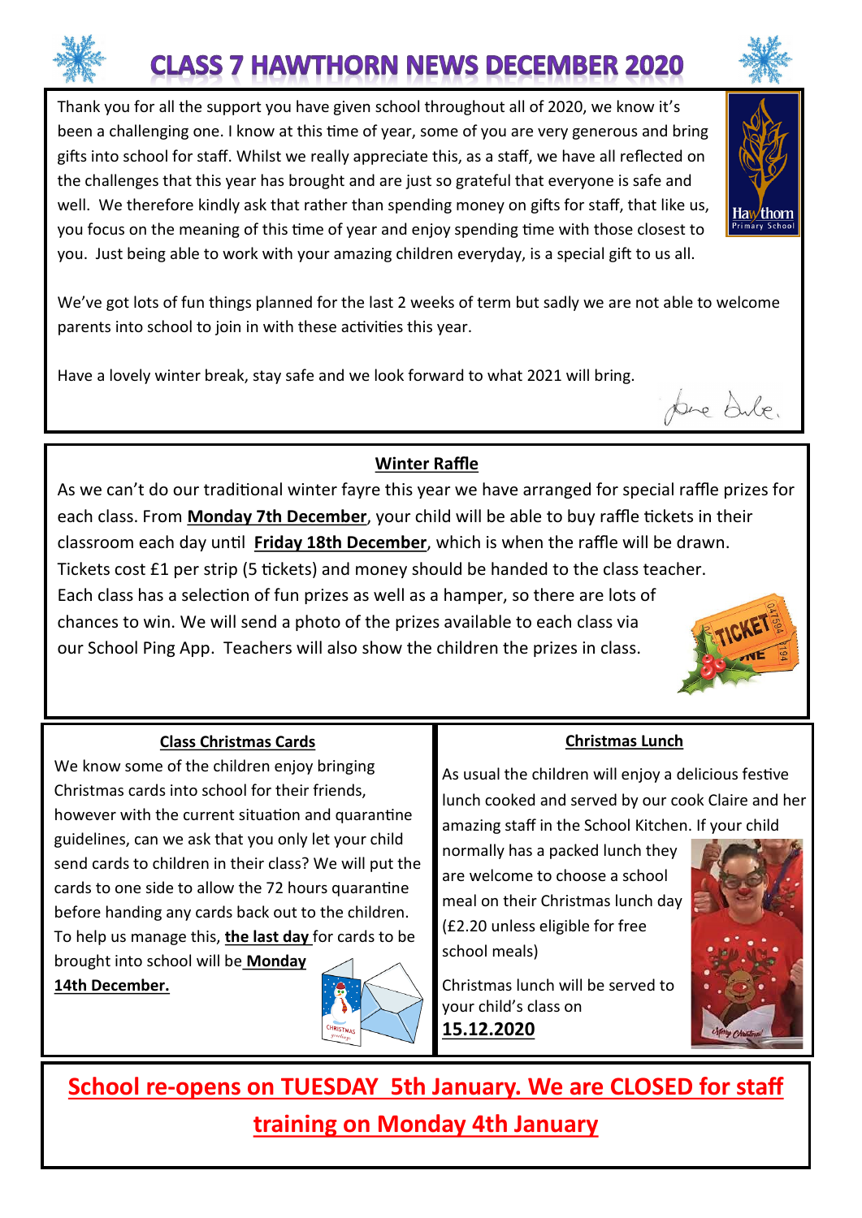# CLASS 7 HAWTHORN NEWS DECEMBER 2020

Thank you for all the support you have given school throughout all of 2020, we know it's been a challenging one. I know at this time of year, some of you are very generous and bring gifts into school for staff. Whilst we really appreciate this, as a staff, we have all reflected on the challenges that this year has brought and are just so grateful that everyone is safe and well. We therefore kindly ask that rather than spending money on gifts for staff, that like us, you focus on the meaning of this time of year and enjoy spending time with those closest to you. Just being able to work with your amazing children everyday, is a special gift to us all.

We've got lots of fun things planned for the last 2 weeks of term but sadly we are not able to welcome parents into school to join in with these activities this year.

Have a lovely winter break, stay safe and we look forward to what 2021 will bring.

## Winter Raffle

As we can't do our traditional winter fayre this year we have arranged for special raffle prizes for each class. From **Monday 7th December**, your child will be able to buy raffle tickets in their classroom each day until **Friday 18th December**, which is when the raffle will be drawn. Tickets cost £1 per strip (5 tickets) and money should be handed to the class teacher. Each class has a selection of fun prizes as well as a hamper, so there are lots of chances to win. We will send a photo of the prizes available to each class via our School Ping App. Teachers will also show the children the prizes in class.

## Class Christmas Cards

We know some of the children enjoy bringing Christmas cards into school for their friends, however with the current situation and quarantine guidelines, can we ask that you only let your child send cards to children in their class? We will put the cards to one side to allow the 72 hours quarantine before handing any cards back out to the children. To help us manage this, **the last day** for cards to be brought into school will be **Monday 14th December.**

## Christmas Lunch

As usual the children will enjoy a delicious festive lunch cooked and served by our cook Claire and her amazing staff in the School Kitchen. If your child normally has a packed lunch they are welcome to choose a school meal on their Christmas lunch day (£2.20 unless eligible for free school meals)

Christmas lunch will be served to your child's class on **15.12.2020**

**School re-opens on TUESDAY 5th January. We are CLOSED for staff training on Monday 4th January**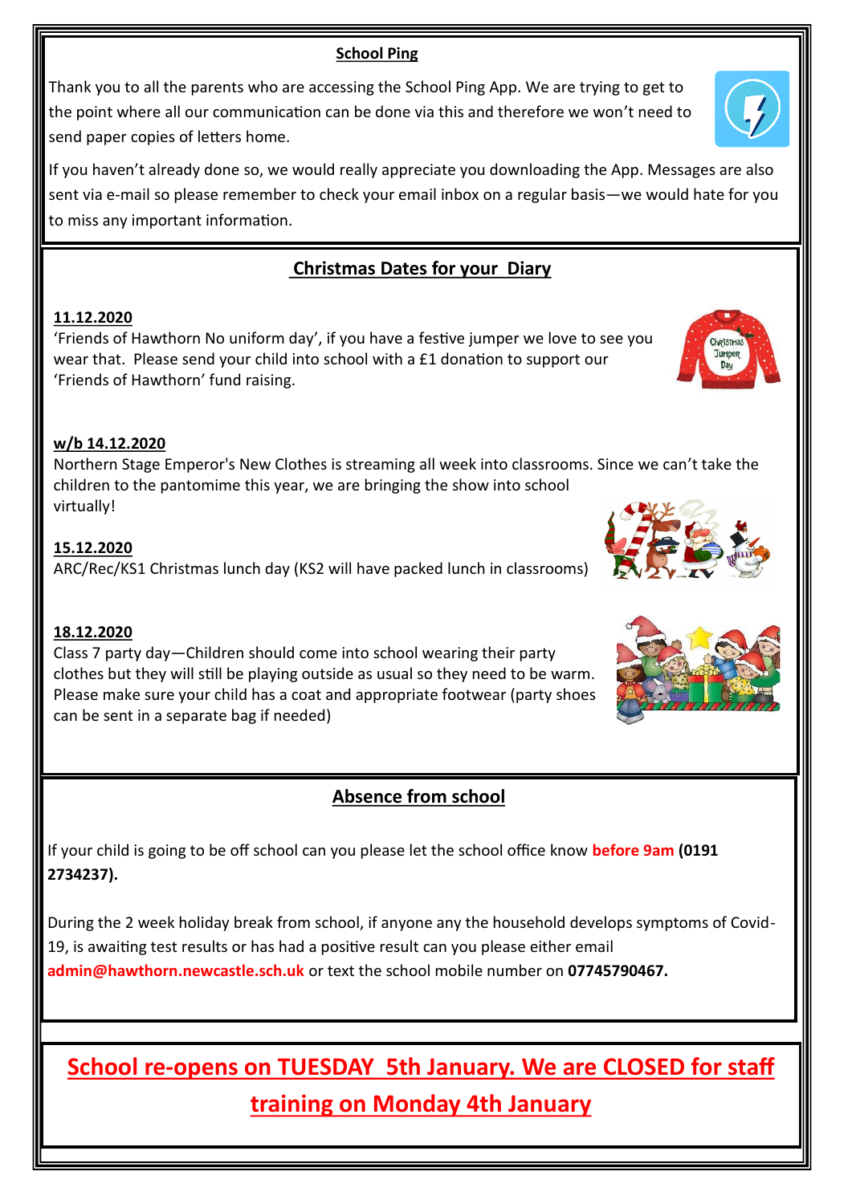## School Ping

Thank you to all the parents who are accessing the School Ping App. We are trying to get to the point where all our communication can be done via this and therefore we won't need to send paper copies of letters home.

If you haven't already done so, we would really appreciate you downloading the App. Messages are also sent via e-mail so please remember to check your email inbox on a regular basis—we would hate for you to miss any important information.

## Christmas Dates for your Diary

**11.12.2020**

'Friends of Hawthorn No uniform day', if you have a festive jumper we love to see you wear that. Please send your child into school with a £1 donation to support our 'Friends of Hawthorn' fund raising.

**w/b 14.12.2020**

Northern Stage Emperor's New Clothes is streaming all week into classrooms. Since we can't take the children to the pantomime this year, we are bringing the show into school virtually!

**15.12.2020**

ARC/Rec/KS1 Christmas lunch day (KS2 will have packed lunch in classrooms)

**18.12.2020**

Class 7 party day—Children should come into school wearing their party clothes but they will still be playing outside as usual so they need to be warm. Please make sure your child has a coat and appropriate footwear (party shoes can be sent in a separate bag if needed)

## Absence from school

If your child is going to be off school can you please let the school office know **before 9am** **(0191 2734237).**

During the 2 week holiday break from school, if anyone any the household develops symptoms of Covid-19, is awaiting test results or has had a positive result can you please either email **admin@hawthorn.newcastle.sch.uk** or text the school mobile number on **07745790467.**

## School re-opens on TUESDAY 5th January. We are CLOSED for staff training on Monday 4th January